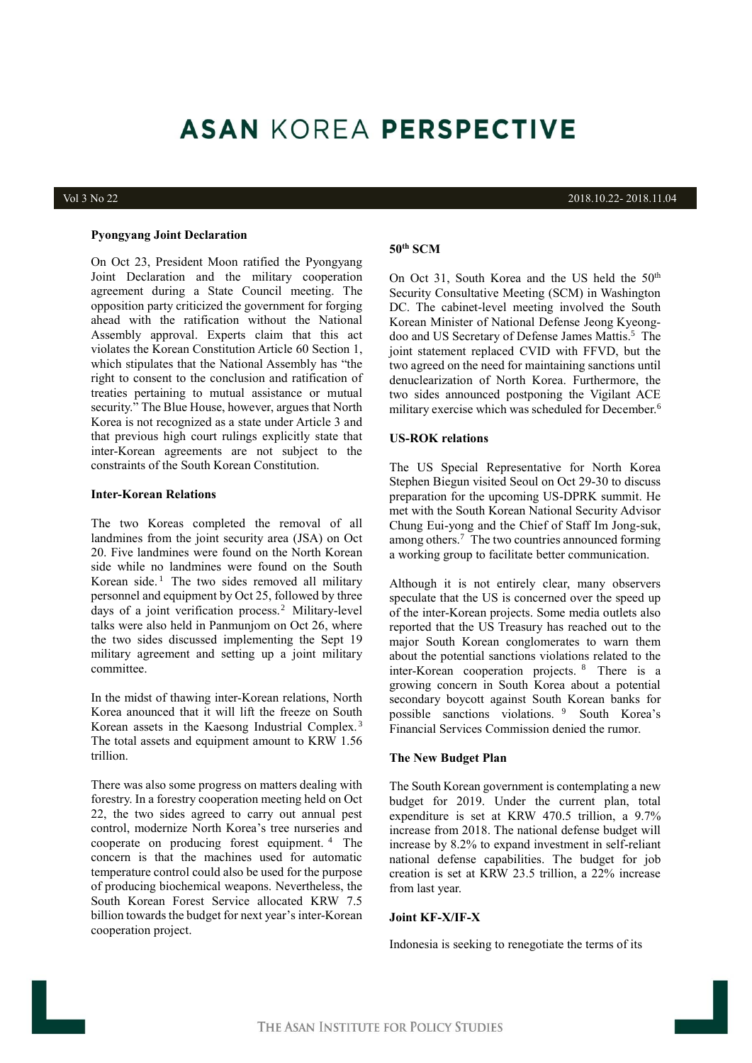# ASAN KOREA PERSPECTIVE

Vol 3 No 22 | 2018.10.22- 2018.11.04

### Pyongyang Joint Declaration

On Oct 23, President Moon ratified the Pyongyang Joint Declaration and the military cooperation agreement during a State Council meeting. The opposition party criticized the government for forging ahead with the ratification without the National Assembly approval. Experts claim that this act violates the Korean Constitution Article 60 Section 1, which stipulates that the National Assembly has "the right to consent to the conclusion and ratification of treaties pertaining to mutual assistance or mutual security." The Blue House, however, argues that North Korea is not recognized as a state under Article 3 and that previous high court rulings explicitly state that inter-Korean agreements are not subject to the constraints of the South Korean Constitution.

### Inter-Korean Relations

The two Koreas completed the removal of all landmines from the joint security area (JSA) on Oct 20. Five landmines were found on the North Korean side while no landmines were found on the South Korean side.[1] The two sides removed all military personnel and equipment by Oct 25, followed by three days of a joint verification process.[2] Military-level talks were also held in Panmunjom on Oct 26, where the two sides discussed implementing the Sept 19 military agreement and setting up a joint military committee.

In the midst of thawing inter-Korean relations, North Korea anounced that it will lift the freeze on South Korean assets in the Kaesong Industrial Complex.[3] The total assets and equipment amount to KRW 1.56 trillion.

There was also some progress on matters dealing with forestry. In a forestry cooperation meeting held on Oct 22, the two sides agreed to carry out annual pest control, modernize North Korea's tree nurseries and cooperate on producing forest equipment.[4] The concern is that the machines used for automatic temperature control could also be used for the purpose of producing biochemical weapons. Nevertheless, the South Korean Forest Service allocated KRW 7.5 billion towards the budget for next year's inter-Korean cooperation project.

### 50th SCM

On Oct 31, South Korea and the US held the 50th Security Consultative Meeting (SCM) in Washington DC. The cabinet-level meeting involved the South Korean Minister of National Defense Jeong Kyeong-doo and US Secretary of Defense James Mattis.[5] The joint statement replaced CVID with FFVD, but the two agreed on the need for maintaining sanctions until denuclearization of North Korea. Furthermore, the two sides announced postponing the Vigilant ACE military exercise which was scheduled for December.[6]

### US-ROK relations

The US Special Representative for North Korea Stephen Biegun visited Seoul on Oct 29-30 to discuss preparation for the upcoming US-DPRK summit. He met with the South Korean National Security Advisor Chung Eui-yong and the Chief of Staff Im Jong-suk, among others.[7] The two countries announced forming a working group to facilitate better communication.

Although it is not entirely clear, many observers speculate that the US is concerned over the speed up of the inter-Korean projects. Some media outlets also reported that the US Treasury has reached out to the major South Korean conglomerates to warn them about the potential sanctions violations related to the inter-Korean cooperation projects.[8] There is a growing concern in South Korea about a potential secondary boycott against South Korean banks for possible sanctions violations.[9] South Korea's Financial Services Commission denied the rumor.

### The New Budget Plan

The South Korean government is contemplating a new budget for 2019. Under the current plan, total expenditure is set at KRW 470.5 trillion, a 9.7% increase from 2018. The national defense budget will increase by 8.2% to expand investment in self-reliant national defense capabilities. The budget for job creation is set at KRW 23.5 trillion, a 22% increase from last year.

### Joint KF-X/IF-X

Indonesia is seeking to renegotiate the terms of its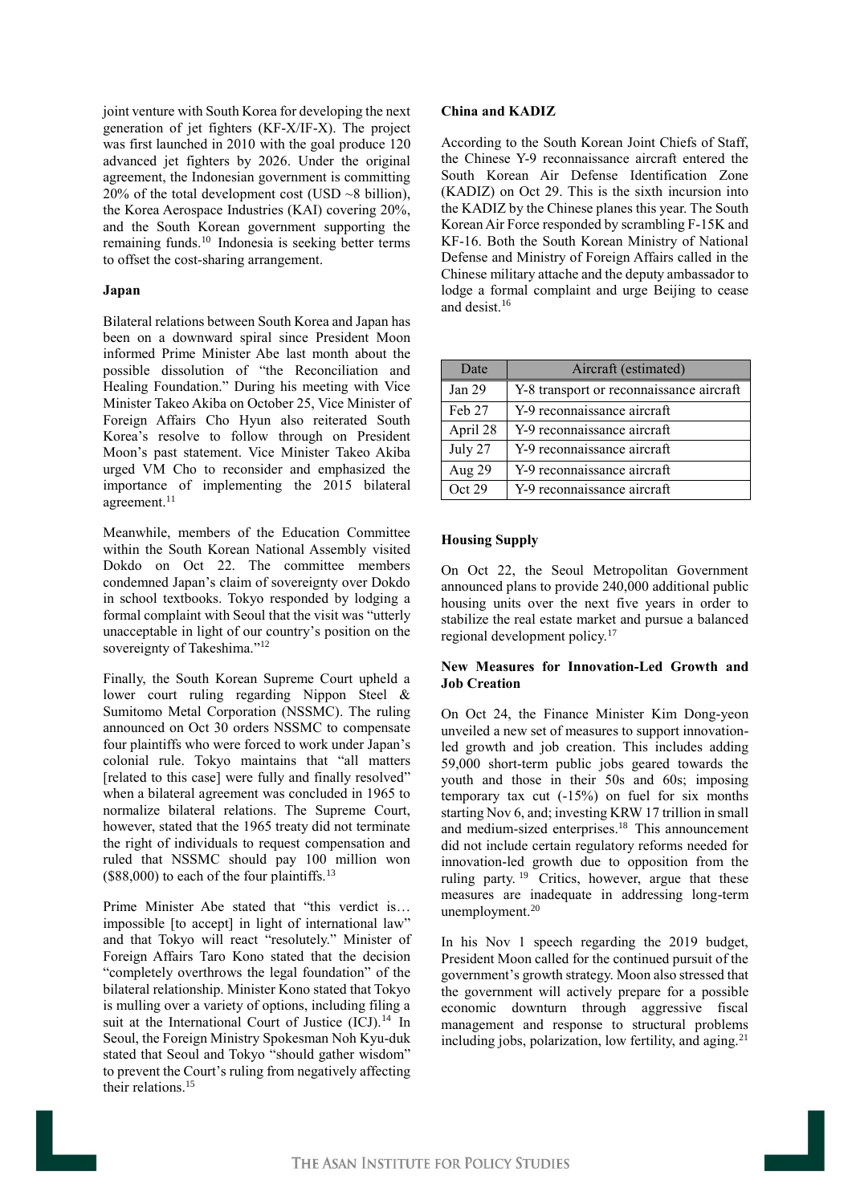joint venture with South Korea for developing the next generation of jet fighters (KF-X/IF-X). The project was first launched in 2010 with the goal produce 120 advanced jet fighters by 2026. Under the original agreement, the Indonesian government is committing 20% of the total development cost (USD ~8 billion), the Korea Aerospace Industries (KAI) covering 20%, and the South Korean government supporting the remaining funds.[10] Indonesia is seeking better terms to offset the cost-sharing arrangement.

**Japan**

Bilateral relations between South Korea and Japan has been on a downward spiral since President Moon informed Prime Minister Abe last month about the possible dissolution of "the Reconciliation and Healing Foundation." During his meeting with Vice Minister Takeo Akiba on October 25, Vice Minister of Foreign Affairs Cho Hyun also reiterated South Korea's resolve to follow through on President Moon's past statement. Vice Minister Takeo Akiba urged VM Cho to reconsider and emphasized the importance of implementing the 2015 bilateral agreement.[11]

Meanwhile, members of the Education Committee within the South Korean National Assembly visited Dokdo on Oct 22. The committee members condemned Japan's claim of sovereignty over Dokdo in school textbooks. Tokyo responded by lodging a formal complaint with Seoul that the visit was "utterly unacceptable in light of our country's position on the sovereignty of Takeshima."[12]

Finally, the South Korean Supreme Court upheld a lower court ruling regarding Nippon Steel & Sumitomo Metal Corporation (NSSMC). The ruling announced on Oct 30 orders NSSMC to compensate four plaintiffs who were forced to work under Japan's colonial rule. Tokyo maintains that "all matters [related to this case] were fully and finally resolved" when a bilateral agreement was concluded in 1965 to normalize bilateral relations. The Supreme Court, however, stated that the 1965 treaty did not terminate the right of individuals to request compensation and ruled that NSSMC should pay 100 million won ($88,000) to each of the four plaintiffs.[13]

Prime Minister Abe stated that "this verdict is… impossible [to accept] in light of international law" and that Tokyo will react "resolutely." Minister of Foreign Affairs Taro Kono stated that the decision "completely overthrows the legal foundation" of the bilateral relationship. Minister Kono stated that Tokyo is mulling over a variety of options, including filing a suit at the International Court of Justice (ICJ).[14] In Seoul, the Foreign Ministry Spokesman Noh Kyu-duk stated that Seoul and Tokyo "should gather wisdom" to prevent the Court's ruling from negatively affecting their relations.[15]

**China and KADIZ**

According to the South Korean Joint Chiefs of Staff, the Chinese Y-9 reconnaissance aircraft entered the South Korean Air Defense Identification Zone (KADIZ) on Oct 29. This is the sixth incursion into the KADIZ by the Chinese planes this year. The South Korean Air Force responded by scrambling F-15K and KF-16. Both the South Korean Ministry of National Defense and Ministry of Foreign Affairs called in the Chinese military attache and the deputy ambassador to lodge a formal complaint and urge Beijing to cease and desist.[16]

| Date | Aircraft (estimated) |
|---|---|
| Jan 29 | Y-8 transport or reconnaissance aircraft |
| Feb 27 | Y-9 reconnaissance aircraft |
| April 28 | Y-9 reconnaissance aircraft |
| July 27 | Y-9 reconnaissance aircraft |
| Aug 29 | Y-9 reconnaissance aircraft |
| Oct 29 | Y-9 reconnaissance aircraft |

**Housing Supply**

On Oct 22, the Seoul Metropolitan Government announced plans to provide 240,000 additional public housing units over the next five years in order to stabilize the real estate market and pursue a balanced regional development policy.[17]

**New Measures for Innovation-Led Growth and Job Creation**

On Oct 24, the Finance Minister Kim Dong-yeon unveiled a new set of measures to support innovation-led growth and job creation. This includes adding 59,000 short-term public jobs geared towards the youth and those in their 50s and 60s; imposing temporary tax cut (-15%) on fuel for six months starting Nov 6, and; investing KRW 17 trillion in small and medium-sized enterprises.[18] This announcement did not include certain regulatory reforms needed for innovation-led growth due to opposition from the ruling party.[19] Critics, however, argue that these measures are inadequate in addressing long-term unemployment.[20]

In his Nov 1 speech regarding the 2019 budget, President Moon called for the continued pursuit of the government's growth strategy. Moon also stressed that the government will actively prepare for a possible economic downturn through aggressive fiscal management and response to structural problems including jobs, polarization, low fertility, and aging.[21]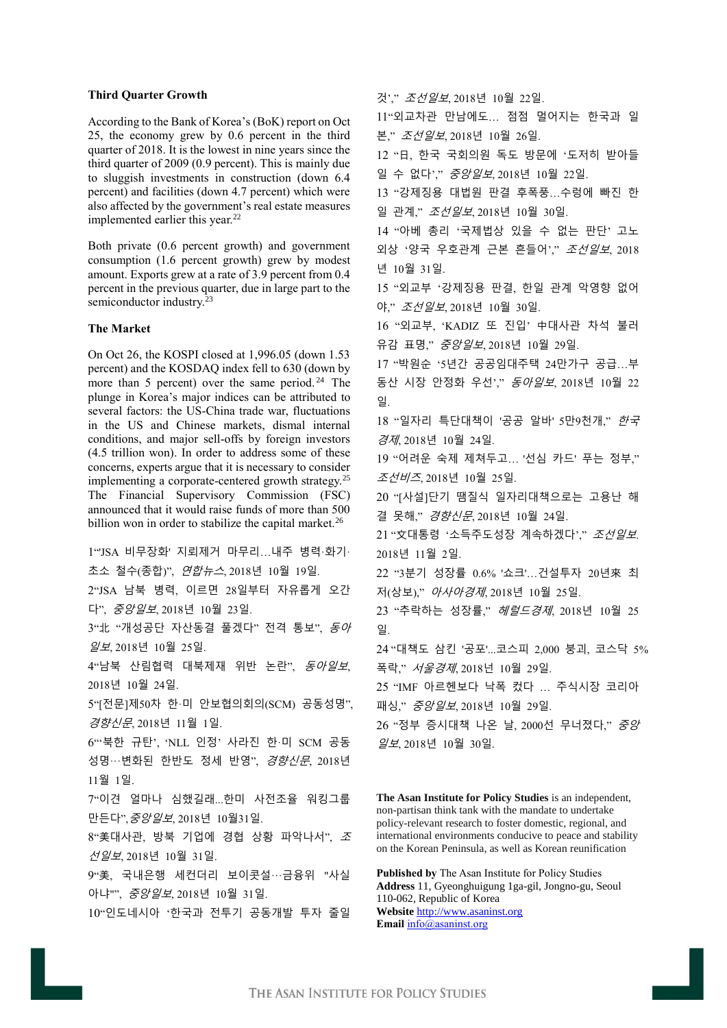### Third Quarter Growth

According to the Bank of Korea's (BoK) report on Oct 25, the economy grew by 0.6 percent in the third quarter of 2018. It is the lowest in nine years since the third quarter of 2009 (0.9 percent). This is mainly due to sluggish investments in construction (down 6.4 percent) and facilities (down 4.7 percent) which were also affected by the government's real estate measures implemented earlier this year.[22]

Both private (0.6 percent growth) and government consumption (1.6 percent growth) grew by modest amount. Exports grew at a rate of 3.9 percent from 0.4 percent in the previous quarter, due in large part to the semiconductor industry.[23]

### The Market

On Oct 26, the KOSPI closed at 1,996.05 (down 1.53 percent) and the KOSDAQ index fell to 630 (down by more than 5 percent) over the same period.[24] The plunge in Korea's major indices can be attributed to several factors: the US-China trade war, fluctuations in the US and Chinese markets, dismal internal conditions, and major sell-offs by foreign investors (4.5 trillion won). In order to address some of these concerns, experts argue that it is necessary to consider implementing a corporate-centered growth strategy.[25] The Financial Supervisory Commission (FSC) announced that it would raise funds of more than 500 billion won in order to stabilize the capital market.[26]

1"'JSA 비무장화' 지뢰제거 마무리…내주 병력·화기·초소 철수(종합)", *연합뉴스*, 2018년 10월 19일.
2"JSA 남북 병력, 이르면 28일부터 자유롭게 오간다", *중앙일보*, 2018년 10월 23일.
3"北 "개성공단 자산동결 풀겠다" 전격 통보", *동아일보*, 2018년 10월 25일.
4"남북 산림협력 대북제재 위반 논란", *동아일보*, 2018년 10월 24일.
5"[전문]제50차 한·미 안보협의회의(SCM) 공동성명", *경향신문*, 2018년 11월 1일.
6"'북한 규탄', 'NLL 인정' 사라진 한·미 SCM 공동성명…변화된 한반도 정세 반영", *경향신문*, 2018년 11월 1일.
7"이견 얼마나 심했길래...한미 사전조율 워킹그룹 만든다", *중앙일보*, 2018년 10월31일.
8"美대사관, 방북 기업에 경협 상황 파악나서", *조선일보*, 2018년 10월 31일.
9"美, 국내은행 세컨더리 보이콧설…금융위 "사실 아냐"", *중앙일보*, 2018년 10월 31일.
10"인도네시아 '한국과 전투기 공동개발 투자 줄일 것'," *조선일보*, 2018년 10월 22일.
11"외교차관 만남에도... 점점 멀어지는 한국과 일본," *조선일보*, 2018년 10월 26일.
12 "日, 한국 국회의원 독도 방문에 '도저히 받아들일 수 없다'," *중앙일보*, 2018년 10월 22일.
13 "강제징용 대법원 판결 후폭풍...수렁에 빠진 한일 관계," *조선일보*, 2018년 10월 30일.
14 "아베 총리 '국제법상 있을 수 없는 판단' 고노 외상 '양국 우호관계 근본 흔들어'," *조선일보*, 2018년 10월 31일.
15 "외교부 '강제징용 판결, 한일 관계 악영향 없어야," *조선일보*, 2018년 10월 30일.
16 "외교부, 'KADIZ 또 진입' 中대사관 차석 불러 유감 표명," *중앙일보*, 2018년 10월 29일.
17 "박원순 '5년간 공공임대주택 24만가구 공급...부동산 시장 안정화 우선'," *동아일보*, 2018년 10월 22일.
18 "일자리 특단대책이 '공공 알바' 5만9천개," *한국경제*, 2018년 10월 24일.
19 "어려운 숙제 제쳐두고... '선심 카드' 푸는 정부," *조선비즈*, 2018년 10월 25일.
20 "[사설]단기 땜질식 일자리대책으로는 고용난 해결 못해," *경향신문*, 2018년 10월 24일.
21 "文대통령 '소득주도성장 계속하겠다'," *조선일보*. 2018년 11월 2일.
22 "3분기 성장률 0.6% '쇼크'...건설투자 20년來 최저(상보)," *아시아경제*, 2018년 10월 25일.
23 "추락하는 성장률," *헤럴드경제*, 2018년 10월 25일.
24 "대책도 삼킨 '공포'...코스피 2,000 붕괴, 코스닥 5% 폭락," *서울경제*, 2018년 10월 29일.
25 "IMF 아르헨보다 낙폭 컸다 … 주식시장 코리아 패싱," *중앙일보*, 2018년 10월 29일.
26 "정부 증시대책 나온 날, 2000선 무너졌다," *중앙일보*, 2018년 10월 30일.

**The Asan Institute for Policy Studies** is an independent, non-partisan think tank with the mandate to undertake policy-relevant research to foster domestic, regional, and international environments conducive to peace and stability on the Korean Peninsula, as well as Korean reunification

**Published by** The Asan Institute for Policy Studies
**Address** 11, Gyeonghuigung 1ga-gil, Jongno-gu, Seoul 110-062, Republic of Korea
**Website** http://www.asaninst.org
**Email** info@asaninst.org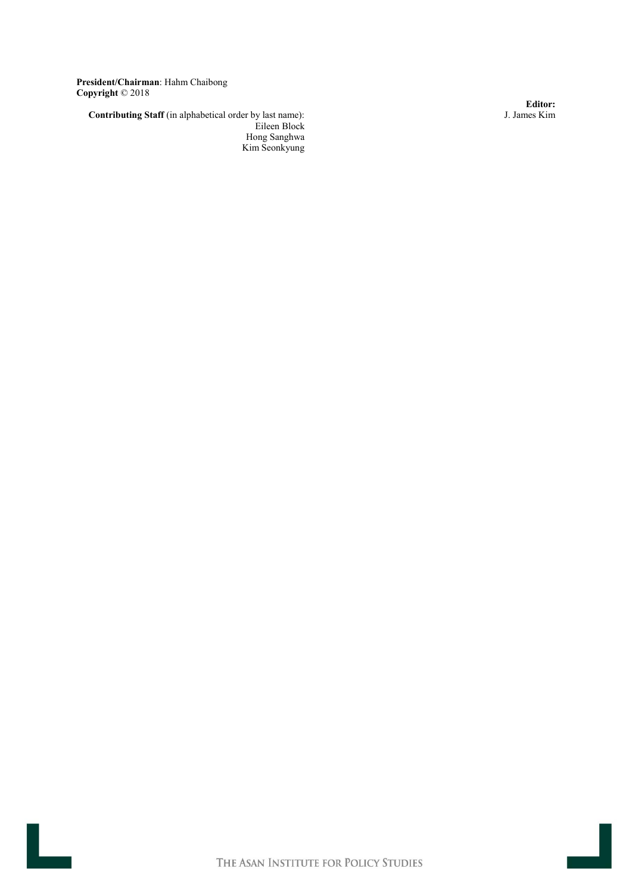**President/Chairman**: Hahm Chaibong
**Copyright** © 2018

**Editor:**
J. James Kim

**Contributing Staff** (in alphabetical order by last name):
Eileen Block
Hong Sanghwa
Kim Seonkyung